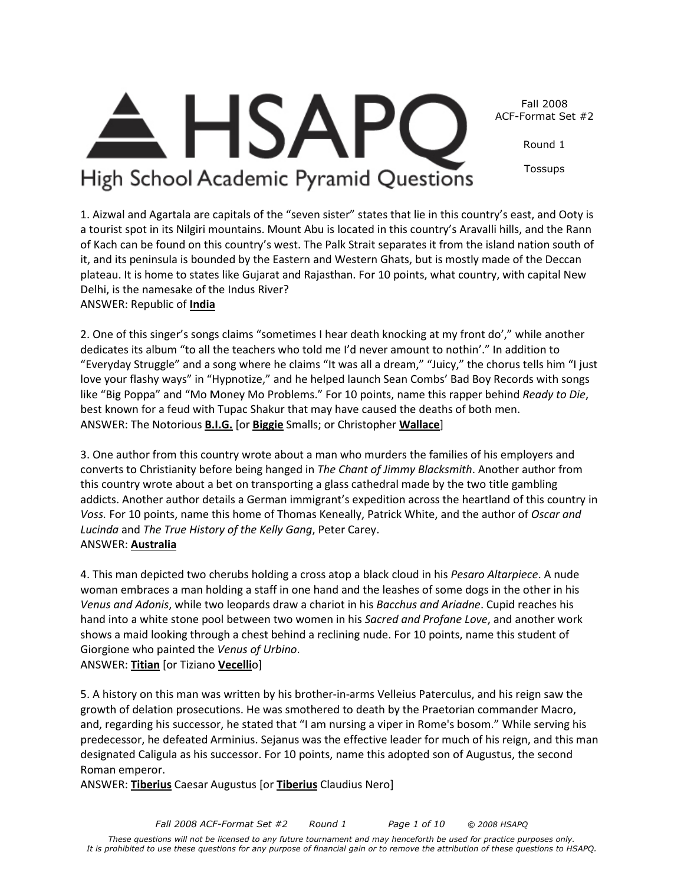# HSAPQ

High School Academic Pyramid Questions

Fall 2008
ACF-Format Set #2

Round 1

Tossups

1. Aizwal and Agartala are capitals of the "seven sister" states that lie in this country's east, and Ooty is a tourist spot in its Nilgiri mountains. Mount Abu is located in this country's Aravalli hills, and the Rann of Kach can be found on this country's west. The Palk Strait separates it from the island nation south of it, and its peninsula is bounded by the Eastern and Western Ghats, but is mostly made of the Deccan plateau. It is home to states like Gujarat and Rajasthan. For 10 points, what country, with capital New Delhi, is the namesake of the Indus River?
ANSWER: Republic of **India**

2. One of this singer's songs claims "sometimes I hear death knocking at my front do'," while another dedicates its album "to all the teachers who told me I'd never amount to nothin'." In addition to "Everyday Struggle" and a song where he claims "It was all a dream," "Juicy," the chorus tells him "I just love your flashy ways" in "Hypnotize," and he helped launch Sean Combs' Bad Boy Records with songs like "Big Poppa" and "Mo Money Mo Problems." For 10 points, name this rapper behind *Ready to Die*, best known for a feud with Tupac Shakur that may have caused the deaths of both men.
ANSWER: The Notorious **B.I.G.** [or **Biggie** Smalls; or Christopher **Wallace**]

3. One author from this country wrote about a man who murders the families of his employers and converts to Christianity before being hanged in *The Chant of Jimmy Blacksmith*. Another author from this country wrote about a bet on transporting a glass cathedral made by the two title gambling addicts. Another author details a German immigrant's expedition across the heartland of this country in *Voss.* For 10 points, name this home of Thomas Keneally, Patrick White, and the author of *Oscar and Lucinda* and *The True History of the Kelly Gang*, Peter Carey.
ANSWER: **Australia**

4. This man depicted two cherubs holding a cross atop a black cloud in his *Pesaro Altarpiece*. A nude woman embraces a man holding a staff in one hand and the leashes of some dogs in the other in his *Venus and Adonis*, while two leopards draw a chariot in his *Bacchus and Ariadne*. Cupid reaches his hand into a white stone pool between two women in his *Sacred and Profane Love*, and another work shows a maid looking through a chest behind a reclining nude. For 10 points, name this student of Giorgione who painted the *Venus of Urbino*.
ANSWER: **Titian** [or Tiziano **Vecelli**o]

5. A history on this man was written by his brother-in-arms Velleius Paterculus, and his reign saw the growth of delation prosecutions. He was smothered to death by the Praetorian commander Macro, and, regarding his successor, he stated that "I am nursing a viper in Rome's bosom." While serving his predecessor, he defeated Arminius. Sejanus was the effective leader for much of his reign, and this man designated Caligula as his successor. For 10 points, name this adopted son of Augustus, the second Roman emperor.
ANSWER: **Tiberius** Caesar Augustus [or **Tiberius** Claudius Nero]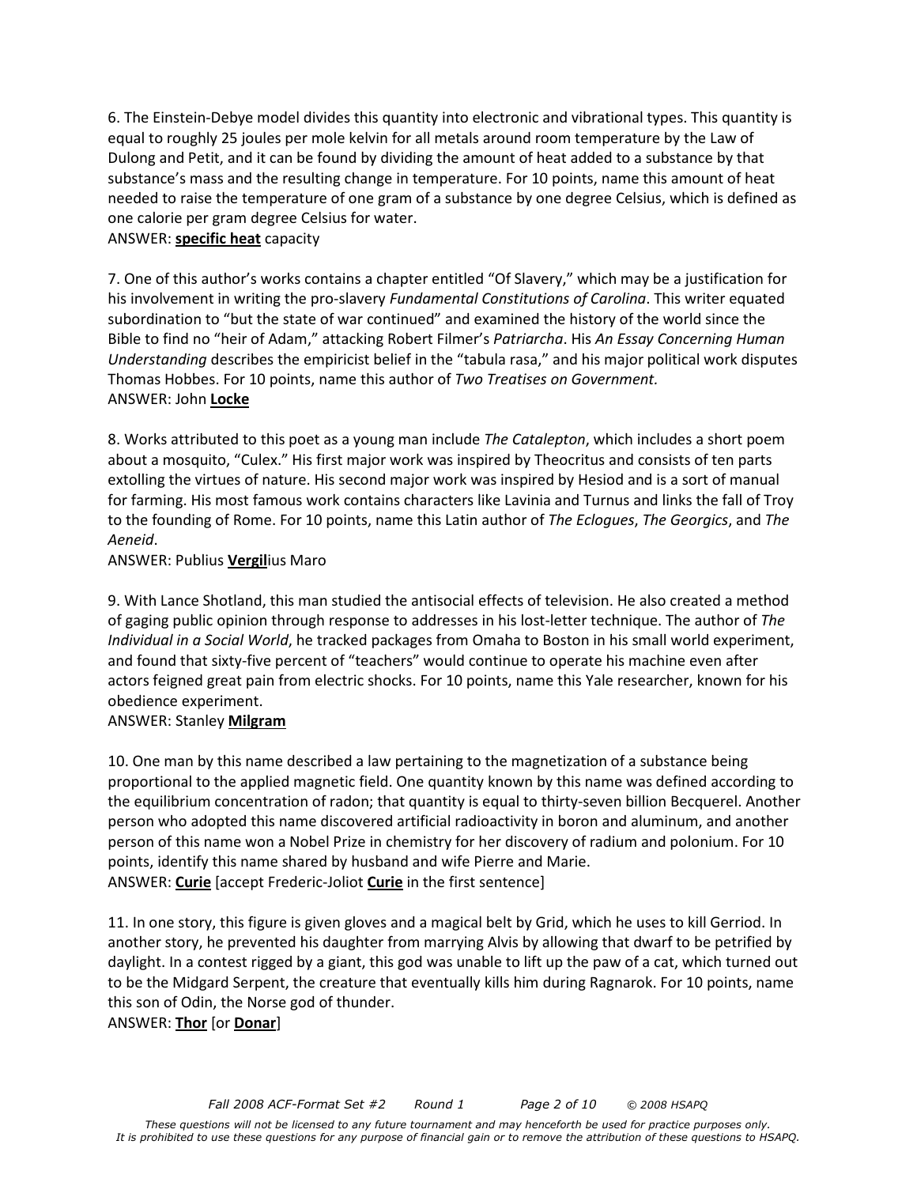6. The Einstein-Debye model divides this quantity into electronic and vibrational types. This quantity is equal to roughly 25 joules per mole kelvin for all metals around room temperature by the Law of Dulong and Petit, and it can be found by dividing the amount of heat added to a substance by that substance's mass and the resulting change in temperature. For 10 points, name this amount of heat needed to raise the temperature of one gram of a substance by one degree Celsius, which is defined as one calorie per gram degree Celsius for water.
ANSWER: **specific heat** capacity

7. One of this author's works contains a chapter entitled "Of Slavery," which may be a justification for his involvement in writing the pro-slavery *Fundamental Constitutions of Carolina*. This writer equated subordination to "but the state of war continued" and examined the history of the world since the Bible to find no "heir of Adam," attacking Robert Filmer's *Patriarcha*. His *An Essay Concerning Human Understanding* describes the empiricist belief in the "tabula rasa," and his major political work disputes Thomas Hobbes. For 10 points, name this author of *Two Treatises on Government.*
ANSWER: John **Locke**

8. Works attributed to this poet as a young man include *The Catalepton*, which includes a short poem about a mosquito, "Culex." His first major work was inspired by Theocritus and consists of ten parts extolling the virtues of nature. His second major work was inspired by Hesiod and is a sort of manual for farming. His most famous work contains characters like Lavinia and Turnus and links the fall of Troy to the founding of Rome. For 10 points, name this Latin author of *The Eclogues*, *The Georgics*, and *The Aeneid*.
ANSWER: Publius **Vergil**ius Maro

9. With Lance Shotland, this man studied the antisocial effects of television. He also created a method of gaging public opinion through response to addresses in his lost-letter technique. The author of *The Individual in a Social World*, he tracked packages from Omaha to Boston in his small world experiment, and found that sixty-five percent of "teachers" would continue to operate his machine even after actors feigned great pain from electric shocks. For 10 points, name this Yale researcher, known for his obedience experiment.
ANSWER: Stanley **Milgram**

10. One man by this name described a law pertaining to the magnetization of a substance being proportional to the applied magnetic field. One quantity known by this name was defined according to the equilibrium concentration of radon; that quantity is equal to thirty-seven billion Becquerel. Another person who adopted this name discovered artificial radioactivity in boron and aluminum, and another person of this name won a Nobel Prize in chemistry for her discovery of radium and polonium. For 10 points, identify this name shared by husband and wife Pierre and Marie.
ANSWER: **Curie** [accept Frederic-Joliot **Curie** in the first sentence]

11. In one story, this figure is given gloves and a magical belt by Grid, which he uses to kill Gerriod. In another story, he prevented his daughter from marrying Alvis by allowing that dwarf to be petrified by daylight. In a contest rigged by a giant, this god was unable to lift up the paw of a cat, which turned out to be the Midgard Serpent, the creature that eventually kills him during Ragnarok. For 10 points, name this son of Odin, the Norse god of thunder.
ANSWER: **Thor** [or **Donar**]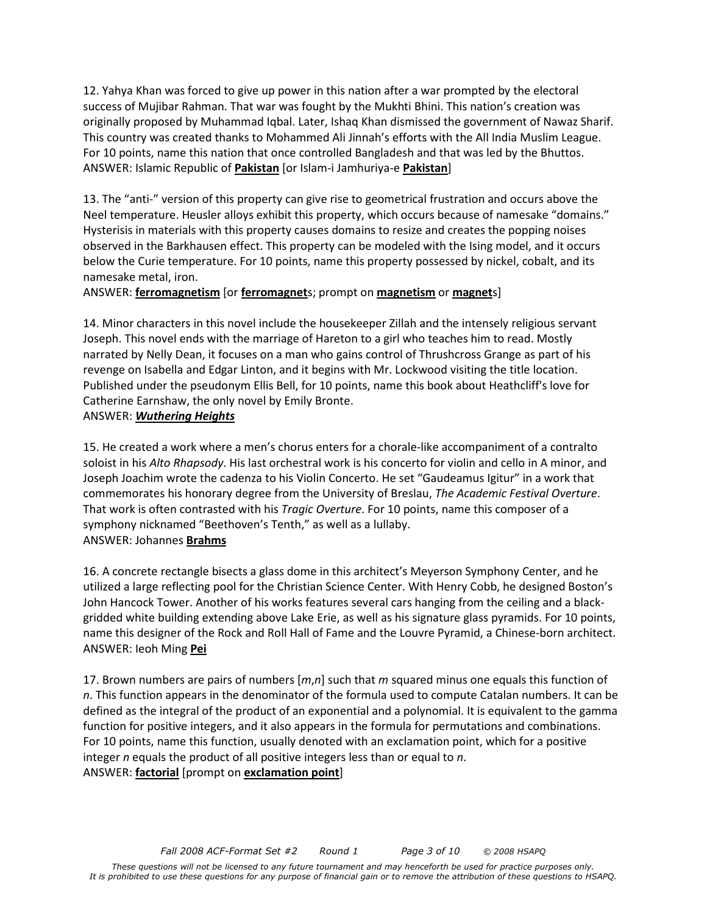12. Yahya Khan was forced to give up power in this nation after a war prompted by the electoral success of Mujibar Rahman. That war was fought by the Mukhti Bhini. This nation's creation was originally proposed by Muhammad Iqbal. Later, Ishaq Khan dismissed the government of Nawaz Sharif. This country was created thanks to Mohammed Ali Jinnah's efforts with the All India Muslim League. For 10 points, name this nation that once controlled Bangladesh and that was led by the Bhuttos.
ANSWER: Islamic Republic of **Pakistan** [or Islam-i Jamhuriya-e **Pakistan**]

13. The "anti-" version of this property can give rise to geometrical frustration and occurs above the Neel temperature. Heusler alloys exhibit this property, which occurs because of namesake "domains." Hysterisis in materials with this property causes domains to resize and creates the popping noises observed in the Barkhausen effect. This property can be modeled with the Ising model, and it occurs below the Curie temperature. For 10 points, name this property possessed by nickel, cobalt, and its namesake metal, iron.
ANSWER: **ferromagnetism** [or **ferromagnet**s; prompt on **magnetism** or **magnet**s]

14. Minor characters in this novel include the housekeeper Zillah and the intensely religious servant Joseph. This novel ends with the marriage of Hareton to a girl who teaches him to read. Mostly narrated by Nelly Dean, it focuses on a man who gains control of Thrushcross Grange as part of his revenge on Isabella and Edgar Linton, and it begins with Mr. Lockwood visiting the title location. Published under the pseudonym Ellis Bell, for 10 points, name this book about Heathcliff's love for Catherine Earnshaw, the only novel by Emily Bronte.
ANSWER: ***Wuthering Heights***

15. He created a work where a men's chorus enters for a chorale-like accompaniment of a contralto soloist in his *Alto Rhapsody*. His last orchestral work is his concerto for violin and cello in A minor, and Joseph Joachim wrote the cadenza to his Violin Concerto. He set "Gaudeamus Igitur" in a work that commemorates his honorary degree from the University of Breslau, *The Academic Festival Overture*. That work is often contrasted with his *Tragic Overture*. For 10 points, name this composer of a symphony nicknamed "Beethoven's Tenth," as well as a lullaby.
ANSWER: Johannes **Brahms**

16. A concrete rectangle bisects a glass dome in this architect's Meyerson Symphony Center, and he utilized a large reflecting pool for the Christian Science Center. With Henry Cobb, he designed Boston's John Hancock Tower. Another of his works features several cars hanging from the ceiling and a black-gridded white building extending above Lake Erie, as well as his signature glass pyramids. For 10 points, name this designer of the Rock and Roll Hall of Fame and the Louvre Pyramid, a Chinese-born architect.
ANSWER: Ieoh Ming **Pei**

17. Brown numbers are pairs of numbers [$m$,$n$] such that $m$ squared minus one equals this function of $n$. This function appears in the denominator of the formula used to compute Catalan numbers. It can be defined as the integral of the product of an exponential and a polynomial. It is equivalent to the gamma function for positive integers, and it also appears in the formula for permutations and combinations. For 10 points, name this function, usually denoted with an exclamation point, which for a positive integer $n$ equals the product of all positive integers less than or equal to $n$.
ANSWER: **factorial** [prompt on **exclamation point**]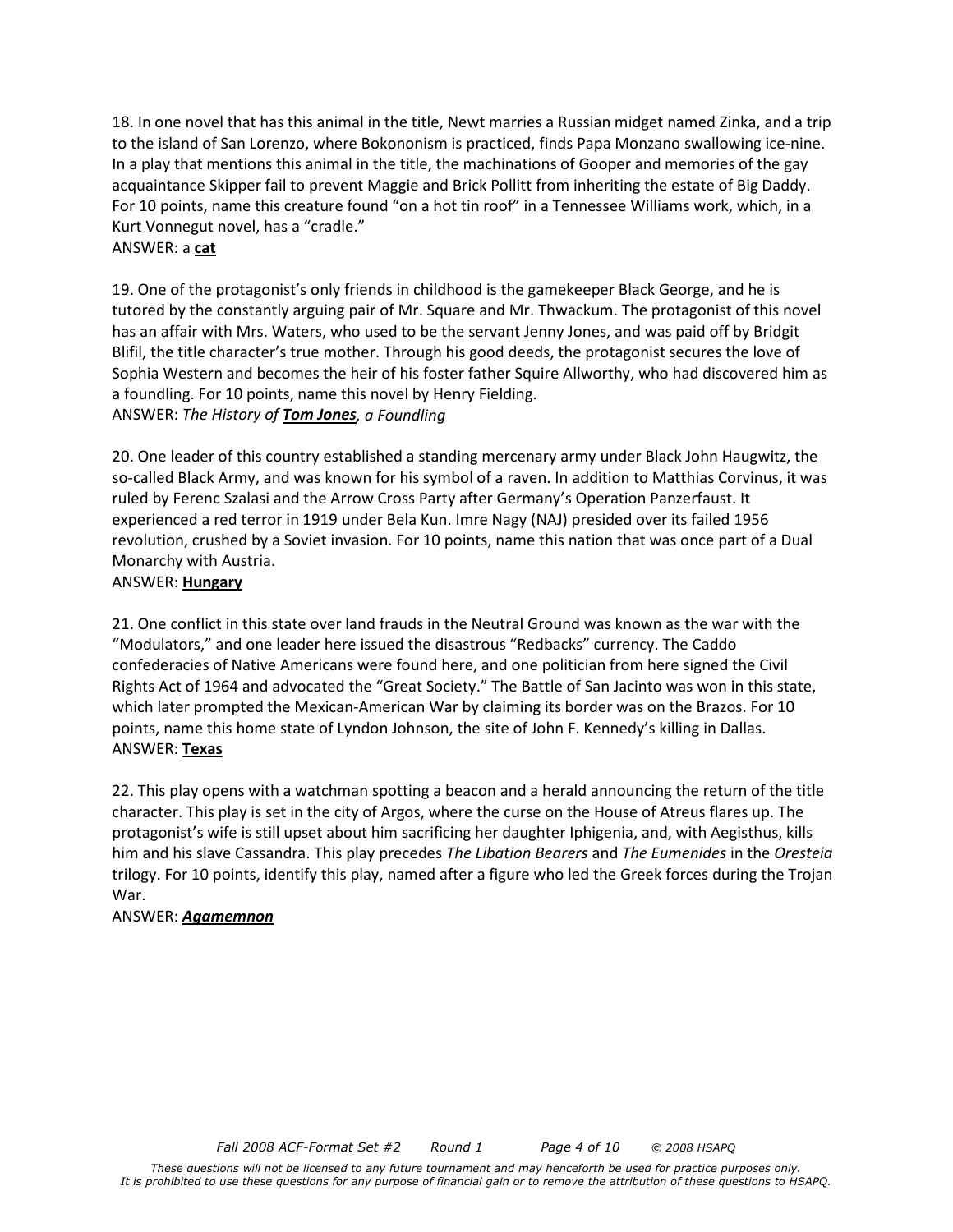18. In one novel that has this animal in the title, Newt marries a Russian midget named Zinka, and a trip to the island of San Lorenzo, where Bokononism is practiced, finds Papa Monzano swallowing ice-nine. In a play that mentions this animal in the title, the machinations of Gooper and memories of the gay acquaintance Skipper fail to prevent Maggie and Brick Pollitt from inheriting the estate of Big Daddy. For 10 points, name this creature found "on a hot tin roof" in a Tennessee Williams work, which, in a Kurt Vonnegut novel, has a "cradle."
ANSWER: a **cat**

19. One of the protagonist's only friends in childhood is the gamekeeper Black George, and he is tutored by the constantly arguing pair of Mr. Square and Mr. Thwackum. The protagonist of this novel has an affair with Mrs. Waters, who used to be the servant Jenny Jones, and was paid off by Bridgit Blifil, the title character's true mother. Through his good deeds, the protagonist secures the love of Sophia Western and becomes the heir of his foster father Squire Allworthy, who had discovered him as a foundling. For 10 points, name this novel by Henry Fielding.
ANSWER: *The History of **Tom Jones**, a Foundling*

20. One leader of this country established a standing mercenary army under Black John Haugwitz, the so-called Black Army, and was known for his symbol of a raven. In addition to Matthias Corvinus, it was ruled by Ferenc Szalasi and the Arrow Cross Party after Germany's Operation Panzerfaust. It experienced a red terror in 1919 under Bela Kun. Imre Nagy (NAJ) presided over its failed 1956 revolution, crushed by a Soviet invasion. For 10 points, name this nation that was once part of a Dual Monarchy with Austria.
ANSWER: **Hungary**

21. One conflict in this state over land frauds in the Neutral Ground was known as the war with the "Modulators," and one leader here issued the disastrous "Redbacks" currency. The Caddo confederacies of Native Americans were found here, and one politician from here signed the Civil Rights Act of 1964 and advocated the "Great Society." The Battle of San Jacinto was won in this state, which later prompted the Mexican-American War by claiming its border was on the Brazos. For 10 points, name this home state of Lyndon Johnson, the site of John F. Kennedy's killing in Dallas.
ANSWER: **Texas**

22. This play opens with a watchman spotting a beacon and a herald announcing the return of the title character. This play is set in the city of Argos, where the curse on the House of Atreus flares up. The protagonist's wife is still upset about him sacrificing her daughter Iphigenia, and, with Aegisthus, kills him and his slave Cassandra. This play precedes *The Libation Bearers* and *The Eumenides* in the *Oresteia* trilogy. For 10 points, identify this play, named after a figure who led the Greek forces during the Trojan War.
ANSWER: ***Agamemnon***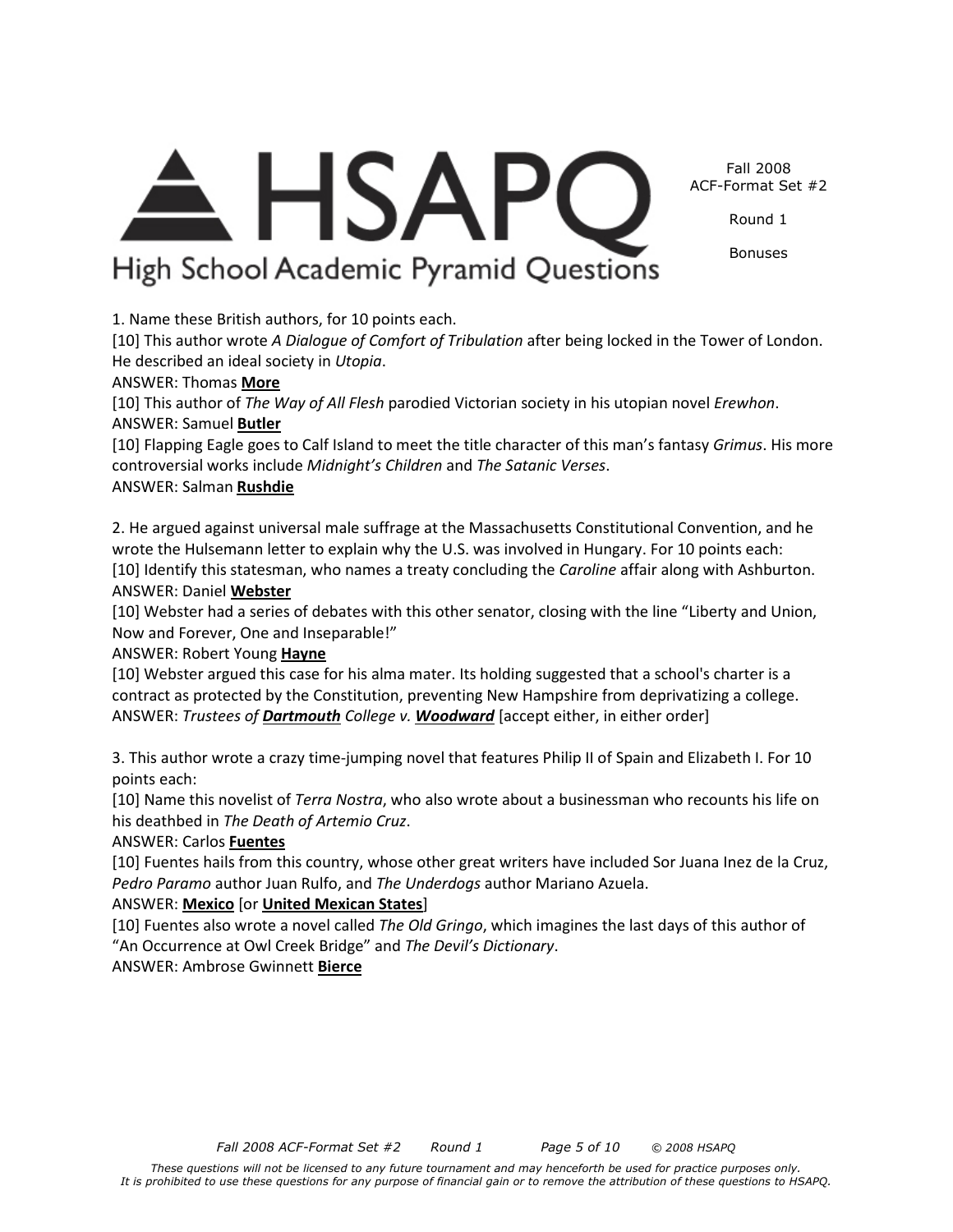1. Name these British authors, for 10 points each.

[10] This author wrote *A Dialogue of Comfort of Tribulation* after being locked in the Tower of London. He described an ideal society in *Utopia*.

ANSWER: Thomas **More**

[10] This author of *The Way of All Flesh* parodied Victorian society in his utopian novel *Erewhon*.

ANSWER: Samuel **Butler**

[10] Flapping Eagle goes to Calf Island to meet the title character of this man's fantasy *Grimus*. His more controversial works include *Midnight's Children* and *The Satanic Verses*.

ANSWER: Salman **Rushdie**

2. He argued against universal male suffrage at the Massachusetts Constitutional Convention, and he wrote the Hulsemann letter to explain why the U.S. was involved in Hungary. For 10 points each:

[10] Identify this statesman, who names a treaty concluding the *Caroline* affair along with Ashburton.

ANSWER: Daniel **Webster**

[10] Webster had a series of debates with this other senator, closing with the line "Liberty and Union, Now and Forever, One and Inseparable!"

ANSWER: Robert Young **Hayne**

[10] Webster argued this case for his alma mater. Its holding suggested that a school's charter is a contract as protected by the Constitution, preventing New Hampshire from deprivatizing a college.

ANSWER: *Trustees of **Dartmouth** College v. **Woodward*** [accept either, in either order]

3. This author wrote a crazy time-jumping novel that features Philip II of Spain and Elizabeth I. For 10 points each:

[10] Name this novelist of *Terra Nostra*, who also wrote about a businessman who recounts his life on his deathbed in *The Death of Artemio Cruz*.

ANSWER: Carlos **Fuentes**

[10] Fuentes hails from this country, whose other great writers have included Sor Juana Inez de la Cruz, *Pedro Paramo* author Juan Rulfo, and *The Underdogs* author Mariano Azuela.

ANSWER: **Mexico** [or **United Mexican States**]

[10] Fuentes also wrote a novel called *The Old Gringo*, which imagines the last days of this author of "An Occurrence at Owl Creek Bridge" and *The Devil's Dictionary*.

ANSWER: Ambrose Gwinnett **Bierce**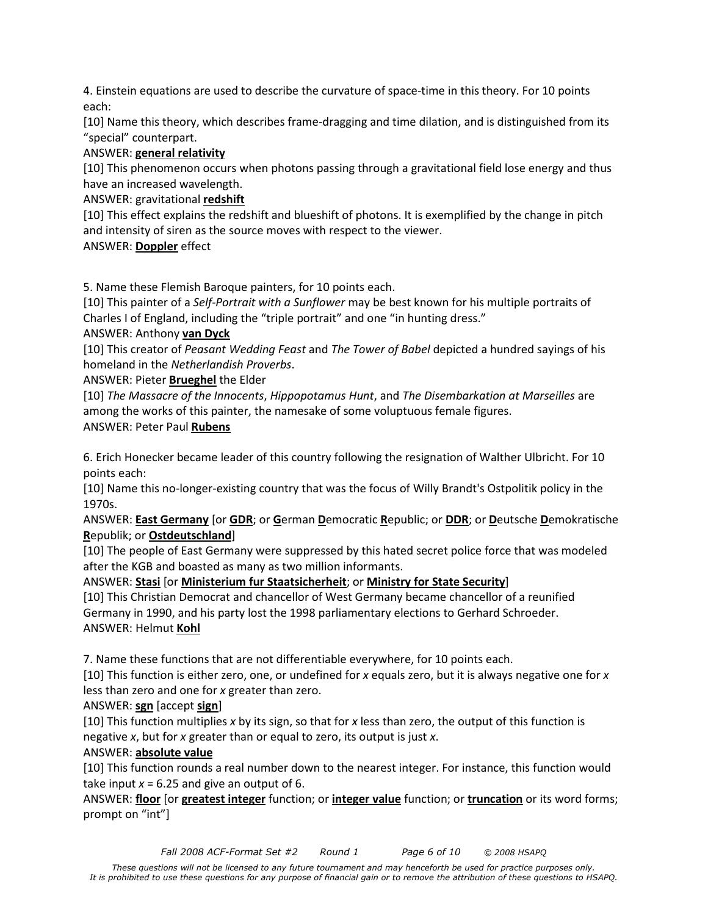4. Einstein equations are used to describe the curvature of space-time in this theory. For 10 points each:

[10] Name this theory, which describes frame-dragging and time dilation, and is distinguished from its "special" counterpart.

ANSWER: **general relativity**

[10] This phenomenon occurs when photons passing through a gravitational field lose energy and thus have an increased wavelength.

ANSWER: gravitational **redshift**

[10] This effect explains the redshift and blueshift of photons. It is exemplified by the change in pitch and intensity of siren as the source moves with respect to the viewer.

ANSWER: **Doppler** effect

5. Name these Flemish Baroque painters, for 10 points each.

[10] This painter of a *Self-Portrait with a Sunflower* may be best known for his multiple portraits of Charles I of England, including the "triple portrait" and one "in hunting dress."

ANSWER: Anthony **van Dyck**

[10] This creator of *Peasant Wedding Feast* and *The Tower of Babel* depicted a hundred sayings of his homeland in the *Netherlandish Proverbs*.

ANSWER: Pieter **Brueghel** the Elder

[10] *The Massacre of the Innocents*, *Hippopotamus Hunt*, and *The Disembarkation at Marseilles* are among the works of this painter, the namesake of some voluptuous female figures.

ANSWER: Peter Paul **Rubens**

6. Erich Honecker became leader of this country following the resignation of Walther Ulbricht. For 10 points each:

[10] Name this no-longer-existing country that was the focus of Willy Brandt's Ostpolitik policy in the 1970s.

ANSWER: **East Germany** [or **GDR**; or **G**erman **D**emocratic **R**epublic; or **DDR**; or **D**eutsche **D**emokratische **R**epublik; or **Ostdeutschland**]

[10] The people of East Germany were suppressed by this hated secret police force that was modeled after the KGB and boasted as many as two million informants.

ANSWER: **Stasi** [or **Ministerium fur Staatsicherheit**; or **Ministry for State Security**]

[10] This Christian Democrat and chancellor of West Germany became chancellor of a reunified Germany in 1990, and his party lost the 1998 parliamentary elections to Gerhard Schroeder.

ANSWER: Helmut **Kohl**

7. Name these functions that are not differentiable everywhere, for 10 points each.

[10] This function is either zero, one, or undefined for $x$ equals zero, but it is always negative one for $x$ less than zero and one for $x$ greater than zero.

ANSWER: **sgn** [accept **sign**]

[10] This function multiplies $x$ by its sign, so that for $x$ less than zero, the output of this function is negative $x$, but for $x$ greater than or equal to zero, its output is just $x$.

ANSWER: **absolute value**

[10] This function rounds a real number down to the nearest integer. For instance, this function would take input $x = 6.25$ and give an output of 6.

ANSWER: **floor** [or **greatest integer** function; or **integer value** function; or **truncation** or its word forms; prompt on "int"]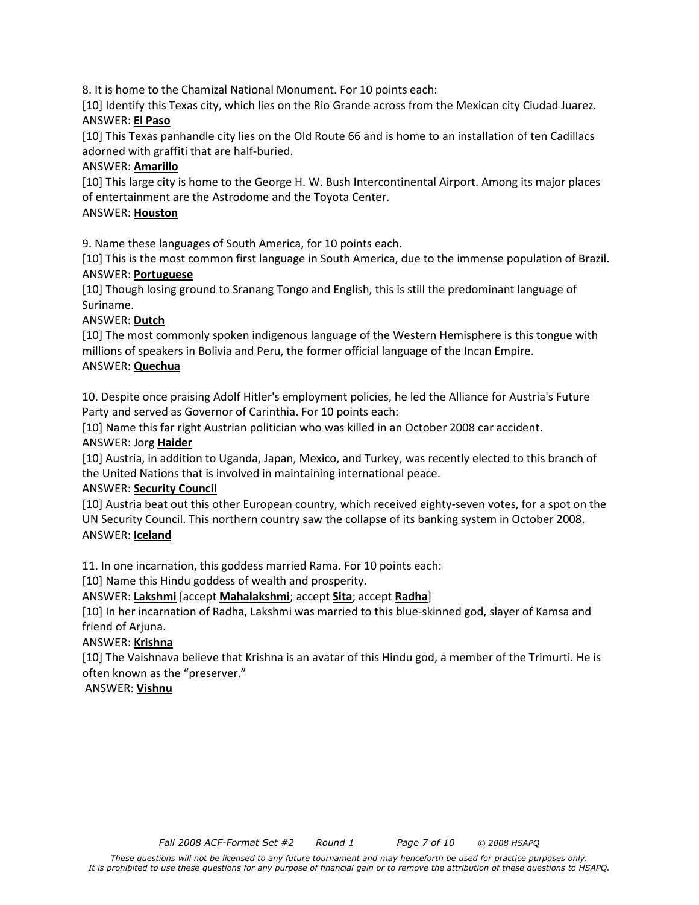8. It is home to the Chamizal National Monument. For 10 points each:

[10] Identify this Texas city, which lies on the Rio Grande across from the Mexican city Ciudad Juarez.

ANSWER: **El Paso**

[10] This Texas panhandle city lies on the Old Route 66 and is home to an installation of ten Cadillacs adorned with graffiti that are half-buried.

ANSWER: **Amarillo**

[10] This large city is home to the George H. W. Bush Intercontinental Airport. Among its major places of entertainment are the Astrodome and the Toyota Center.

ANSWER: **Houston**

9. Name these languages of South America, for 10 points each.

[10] This is the most common first language in South America, due to the immense population of Brazil.

ANSWER: **Portuguese**

[10] Though losing ground to Sranang Tongo and English, this is still the predominant language of Suriname.

ANSWER: **Dutch**

[10] The most commonly spoken indigenous language of the Western Hemisphere is this tongue with millions of speakers in Bolivia and Peru, the former official language of the Incan Empire.

ANSWER: **Quechua**

10. Despite once praising Adolf Hitler's employment policies, he led the Alliance for Austria's Future Party and served as Governor of Carinthia. For 10 points each:

[10] Name this far right Austrian politician who was killed in an October 2008 car accident.

ANSWER: Jorg **Haider**

[10] Austria, in addition to Uganda, Japan, Mexico, and Turkey, was recently elected to this branch of the United Nations that is involved in maintaining international peace.

ANSWER: **Security Council**

[10] Austria beat out this other European country, which received eighty-seven votes, for a spot on the UN Security Council. This northern country saw the collapse of its banking system in October 2008.

ANSWER: **Iceland**

11. In one incarnation, this goddess married Rama. For 10 points each:

[10] Name this Hindu goddess of wealth and prosperity.

ANSWER: **Lakshmi** [accept **Mahalakshmi**; accept **Sita**; accept **Radha**]

[10] In her incarnation of Radha, Lakshmi was married to this blue-skinned god, slayer of Kamsa and friend of Arjuna.

ANSWER: **Krishna**

[10] The Vaishnava believe that Krishna is an avatar of this Hindu god, a member of the Trimurti. He is often known as the "preserver."

ANSWER: **Vishnu**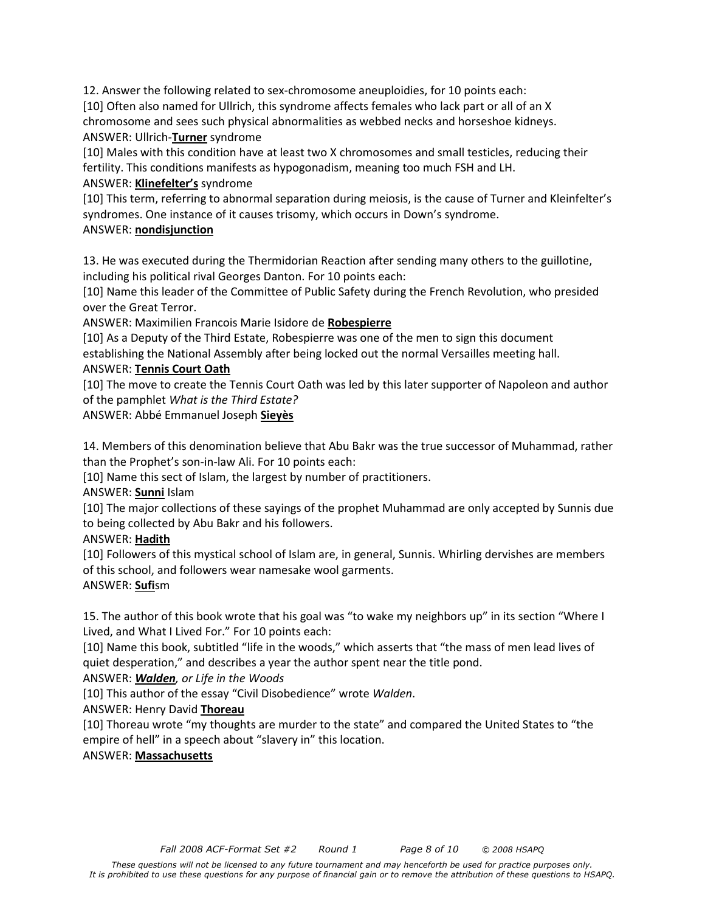12. Answer the following related to sex-chromosome aneuploidies, for 10 points each:

[10] Often also named for Ullrich, this syndrome affects females who lack part or all of an X chromosome and sees such physical abnormalities as webbed necks and horseshoe kidneys.

ANSWER: Ullrich-**Turner** syndrome

[10] Males with this condition have at least two X chromosomes and small testicles, reducing their fertility. This conditions manifests as hypogonadism, meaning too much FSH and LH.

ANSWER: **Klinefelter's** syndrome

[10] This term, referring to abnormal separation during meiosis, is the cause of Turner and Kleinfelter's syndromes. One instance of it causes trisomy, which occurs in Down's syndrome.

ANSWER: **nondisjunction**

13. He was executed during the Thermidorian Reaction after sending many others to the guillotine, including his political rival Georges Danton. For 10 points each:

[10] Name this leader of the Committee of Public Safety during the French Revolution, who presided over the Great Terror.

ANSWER: Maximilien Francois Marie Isidore de **Robespierre**

[10] As a Deputy of the Third Estate, Robespierre was one of the men to sign this document establishing the National Assembly after being locked out the normal Versailles meeting hall.

ANSWER: **Tennis Court Oath**

[10] The move to create the Tennis Court Oath was led by this later supporter of Napoleon and author of the pamphlet *What is the Third Estate?*

ANSWER: Abbé Emmanuel Joseph **Sieyès**

14. Members of this denomination believe that Abu Bakr was the true successor of Muhammad, rather than the Prophet's son-in-law Ali. For 10 points each:

[10] Name this sect of Islam, the largest by number of practitioners.

ANSWER: **Sunni** Islam

[10] The major collections of these sayings of the prophet Muhammad are only accepted by Sunnis due to being collected by Abu Bakr and his followers.

ANSWER: **Hadith**

[10] Followers of this mystical school of Islam are, in general, Sunnis. Whirling dervishes are members of this school, and followers wear namesake wool garments.

ANSWER: **Sufi**sm

15. The author of this book wrote that his goal was "to wake my neighbors up" in its section "Where I Lived, and What I Lived For." For 10 points each:

[10] Name this book, subtitled "life in the woods," which asserts that "the mass of men lead lives of quiet desperation," and describes a year the author spent near the title pond.

ANSWER: ***Walden**, or Life in the Woods*

[10] This author of the essay "Civil Disobedience" wrote *Walden*.

ANSWER: Henry David **Thoreau**

[10] Thoreau wrote "my thoughts are murder to the state" and compared the United States to "the empire of hell" in a speech about "slavery in" this location.

ANSWER: **Massachusetts**

*These questions will not be licensed to any future tournament and may henceforth be used for practice purposes only. It is prohibited to use these questions for any purpose of financial gain or to remove the attribution of these questions to HSAPQ.*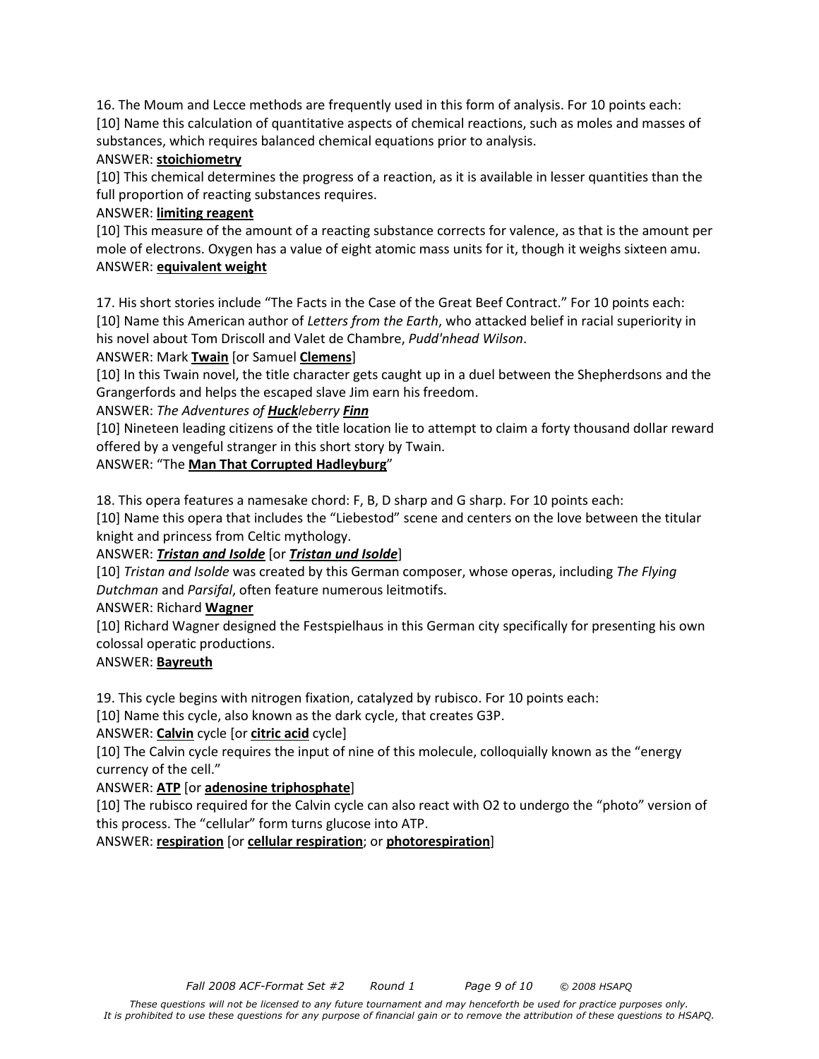16. The Moum and Lecce methods are frequently used in this form of analysis. For 10 points each:
[10] Name this calculation of quantitative aspects of chemical reactions, such as moles and masses of substances, which requires balanced chemical equations prior to analysis.
ANSWER: **stoichiometry**
[10] This chemical determines the progress of a reaction, as it is available in lesser quantities than the full proportion of reacting substances requires.
ANSWER: **limiting reagent**
[10] This measure of the amount of a reacting substance corrects for valence, as that is the amount per mole of electrons. Oxygen has a value of eight atomic mass units for it, though it weighs sixteen amu.
ANSWER: **equivalent weight**

17. His short stories include "The Facts in the Case of the Great Beef Contract." For 10 points each:
[10] Name this American author of *Letters from the Earth*, who attacked belief in racial superiority in his novel about Tom Driscoll and Valet de Chambre, *Pudd'nhead Wilson*.
ANSWER: Mark **Twain** [or Samuel **Clemens**]
[10] In this Twain novel, the title character gets caught up in a duel between the Shepherdsons and the Grangerfords and helps the escaped slave Jim earn his freedom.
ANSWER: *The Adventures of **Huck**leberry **Finn***
[10] Nineteen leading citizens of the title location lie to attempt to claim a forty thousand dollar reward offered by a vengeful stranger in this short story by Twain.
ANSWER: "The **Man That Corrupted Hadleyburg**"

18. This opera features a namesake chord: F, B, D sharp and G sharp. For 10 points each:
[10] Name this opera that includes the "Liebestod" scene and centers on the love between the titular knight and princess from Celtic mythology.
ANSWER: ***Tristan and Isolde*** [or ***Tristan und Isolde***]
[10] *Tristan and Isolde* was created by this German composer, whose operas, including *The Flying Dutchman* and *Parsifal*, often feature numerous leitmotifs.
ANSWER: Richard **Wagner**
[10] Richard Wagner designed the Festspielhaus in this German city specifically for presenting his own colossal operatic productions.
ANSWER: **Bayreuth**

19. This cycle begins with nitrogen fixation, catalyzed by rubisco. For 10 points each:
[10] Name this cycle, also known as the dark cycle, that creates G3P.
ANSWER: **Calvin** cycle [or **citric acid** cycle]
[10] The Calvin cycle requires the input of nine of this molecule, colloquially known as the "energy currency of the cell."
ANSWER: **ATP** [or **adenosine triphosphate**]
[10] The rubisco required for the Calvin cycle can also react with O2 to undergo the "photo" version of this process. The "cellular" form turns glucose into ATP.
ANSWER: **respiration** [or **cellular respiration**; or **photorespiration**]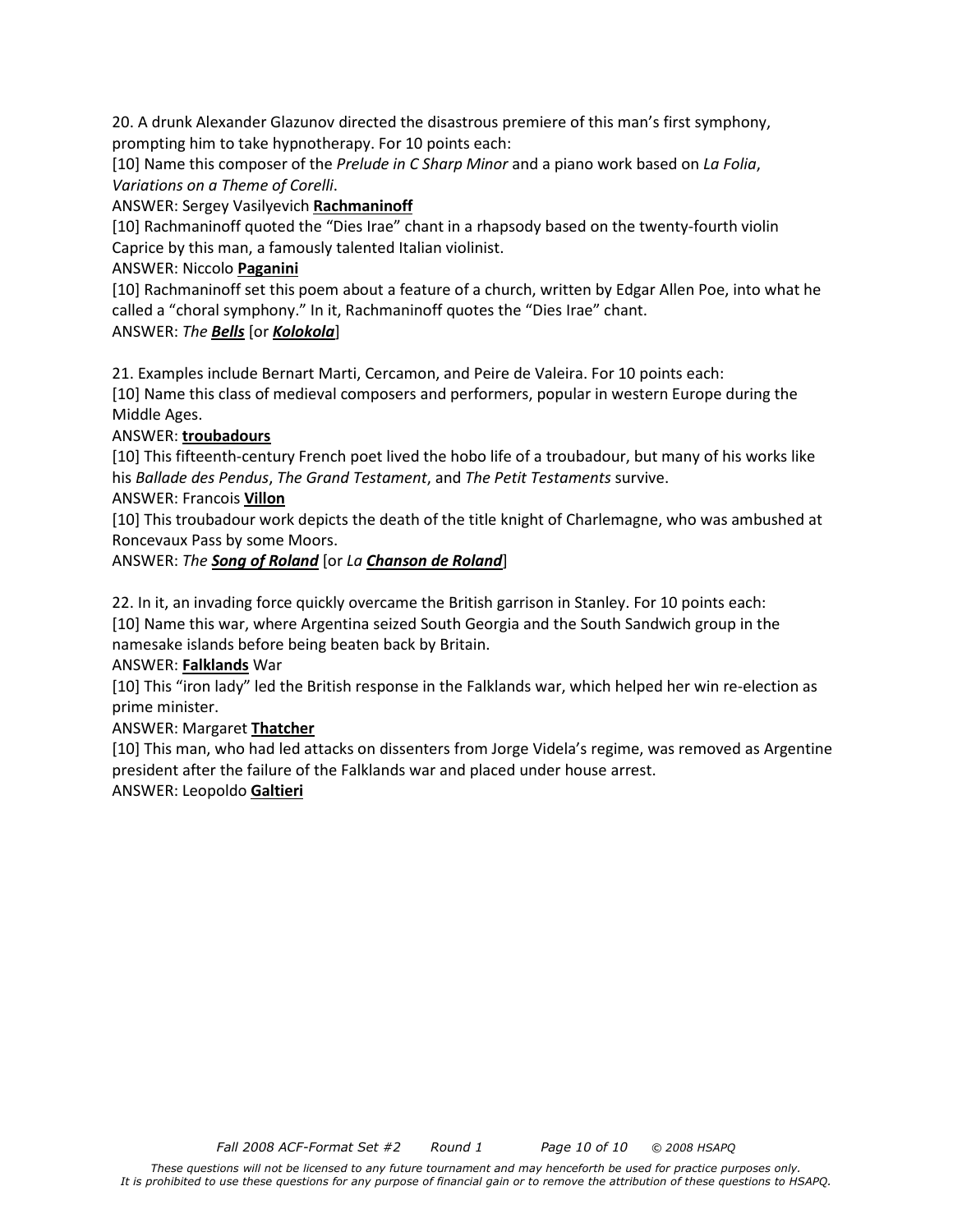20. A drunk Alexander Glazunov directed the disastrous premiere of this man's first symphony, prompting him to take hypnotherapy. For 10 points each:

[10] Name this composer of the *Prelude in C Sharp Minor* and a piano work based on *La Folia*, *Variations on a Theme of Corelli*.

ANSWER: Sergey Vasilyevich **Rachmaninoff**

[10] Rachmaninoff quoted the "Dies Irae" chant in a rhapsody based on the twenty-fourth violin Caprice by this man, a famously talented Italian violinist.

ANSWER: Niccolo **Paganini**

[10] Rachmaninoff set this poem about a feature of a church, written by Edgar Allen Poe, into what he called a "choral symphony." In it, Rachmaninoff quotes the "Dies Irae" chant.

ANSWER: *The **Bells*** [or ***Kolokola***]

21. Examples include Bernart Marti, Cercamon, and Peire de Valeira. For 10 points each:

[10] Name this class of medieval composers and performers, popular in western Europe during the Middle Ages.

ANSWER: **troubadours**

[10] This fifteenth-century French poet lived the hobo life of a troubadour, but many of his works like his *Ballade des Pendus*, *The Grand Testament*, and *The Petit Testaments* survive.

ANSWER: Francois **Villon**

[10] This troubadour work depicts the death of the title knight of Charlemagne, who was ambushed at Roncevaux Pass by some Moors.

ANSWER: *The **Song of Roland*** [or *La **Chanson de Roland***]

22. In it, an invading force quickly overcame the British garrison in Stanley. For 10 points each:

[10] Name this war, where Argentina seized South Georgia and the South Sandwich group in the namesake islands before being beaten back by Britain.

ANSWER: **Falklands** War

[10] This "iron lady" led the British response in the Falklands war, which helped her win re-election as prime minister.

ANSWER: Margaret **Thatcher**

[10] This man, who had led attacks on dissenters from Jorge Videla's regime, was removed as Argentine president after the failure of the Falklands war and placed under house arrest.

ANSWER: Leopoldo **Galtieri**